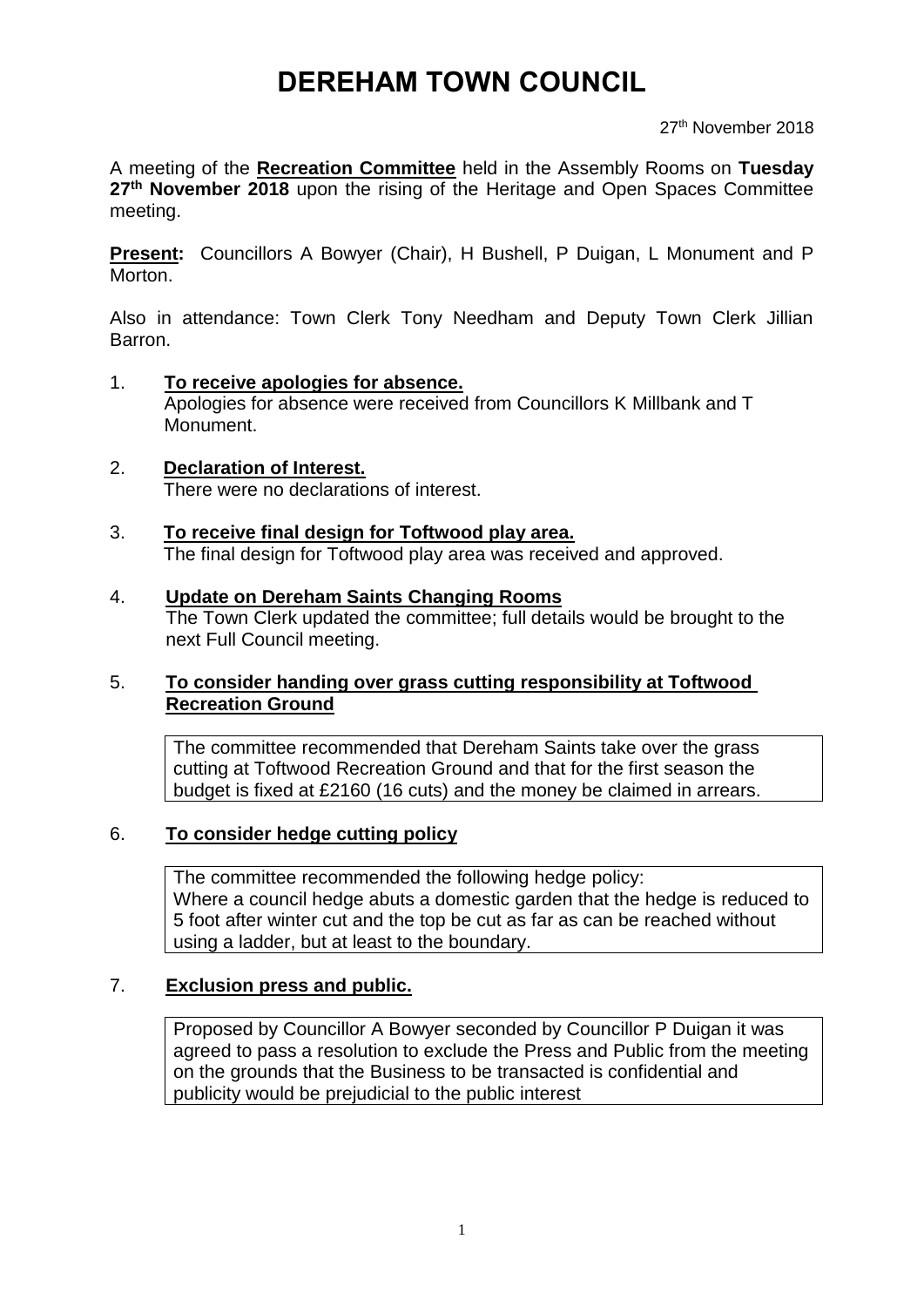# DEREHAM TOWN COUNCIL

27th November 2018

A meeting of the **Recreation Committee** held in the Assembly Rooms on **Tuesday 27th November 2018** upon the rising of the Heritage and Open Spaces Committee meeting.

**Present:** Councillors A Bowyer (Chair), H Bushell, P Duigan, L Monument and P Morton.

Also in attendance: Town Clerk Tony Needham and Deputy Town Clerk Jillian Barron.

1. **To receive apologies for absence.**
   Apologies for absence were received from Councillors K Millbank and T Monument.

2. **Declaration of Interest.**
   There were no declarations of interest.

3. **To receive final design for Toftwood play area.**
   The final design for Toftwood play area was received and approved.

4. **Update on Dereham Saints Changing Rooms**
   The Town Clerk updated the committee; full details would be brought to the next Full Council meeting.

5. **To consider handing over grass cutting responsibility at Toftwood Recreation Ground**

   The committee recommended that Dereham Saints take over the grass cutting at Toftwood Recreation Ground and that for the first season the budget is fixed at £2160 (16 cuts) and the money be claimed in arrears.

6. **To consider hedge cutting policy**

   The committee recommended the following hedge policy:
   Where a council hedge abuts a domestic garden that the hedge is reduced to 5 foot after winter cut and the top be cut as far as can be reached without using a ladder, but at least to the boundary.

7. **Exclusion press and public.**

   Proposed by Councillor A Bowyer seconded by Councillor P Duigan it was agreed to pass a resolution to exclude the Press and Public from the meeting on the grounds that the Business to be transacted is confidential and publicity would be prejudicial to the public interest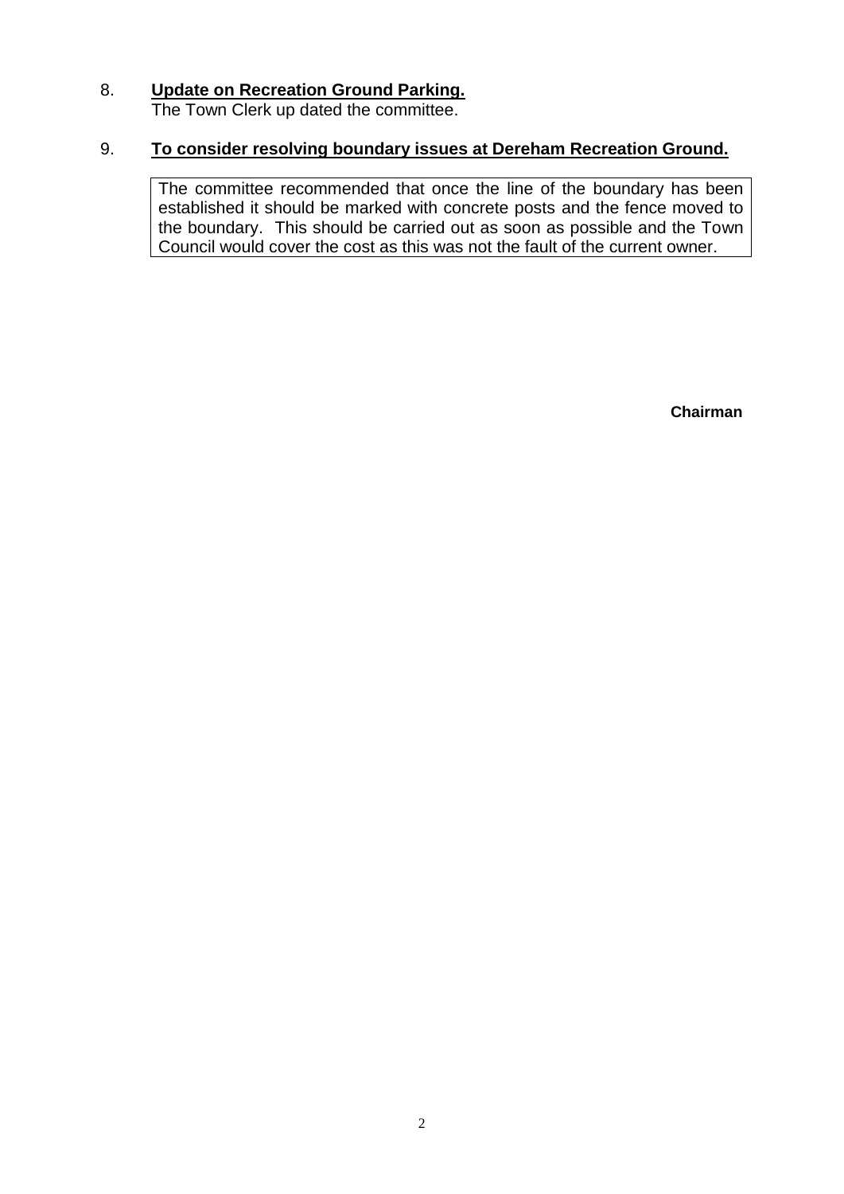8. **Update on Recreation Ground Parking.**
   The Town Clerk up dated the committee.

9. **To consider resolving boundary issues at Dereham Recreation Ground.**

   The committee recommended that once the line of the boundary has been established it should be marked with concrete posts and the fence moved to the boundary. This should be carried out as soon as possible and the Town Council would cover the cost as this was not the fault of the current owner.

**Chairman**